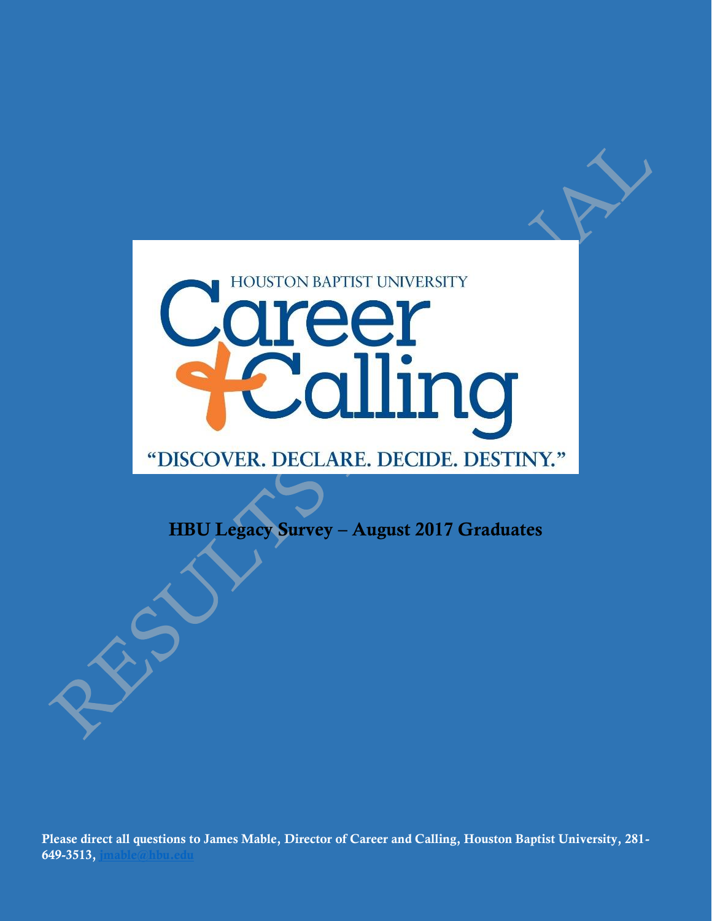HOUSTON BAPTIST UNIVERSITY

# Career + Calling

"DISCOVER. DECLARE. DECIDE. DESTINY."

## HBU Legacy Survey – August 2017 Graduates

**Please direct all questions to James Mable, Director of Career and Calling, Houston Baptist University, 281-649-3513, jmable@hbu.edu**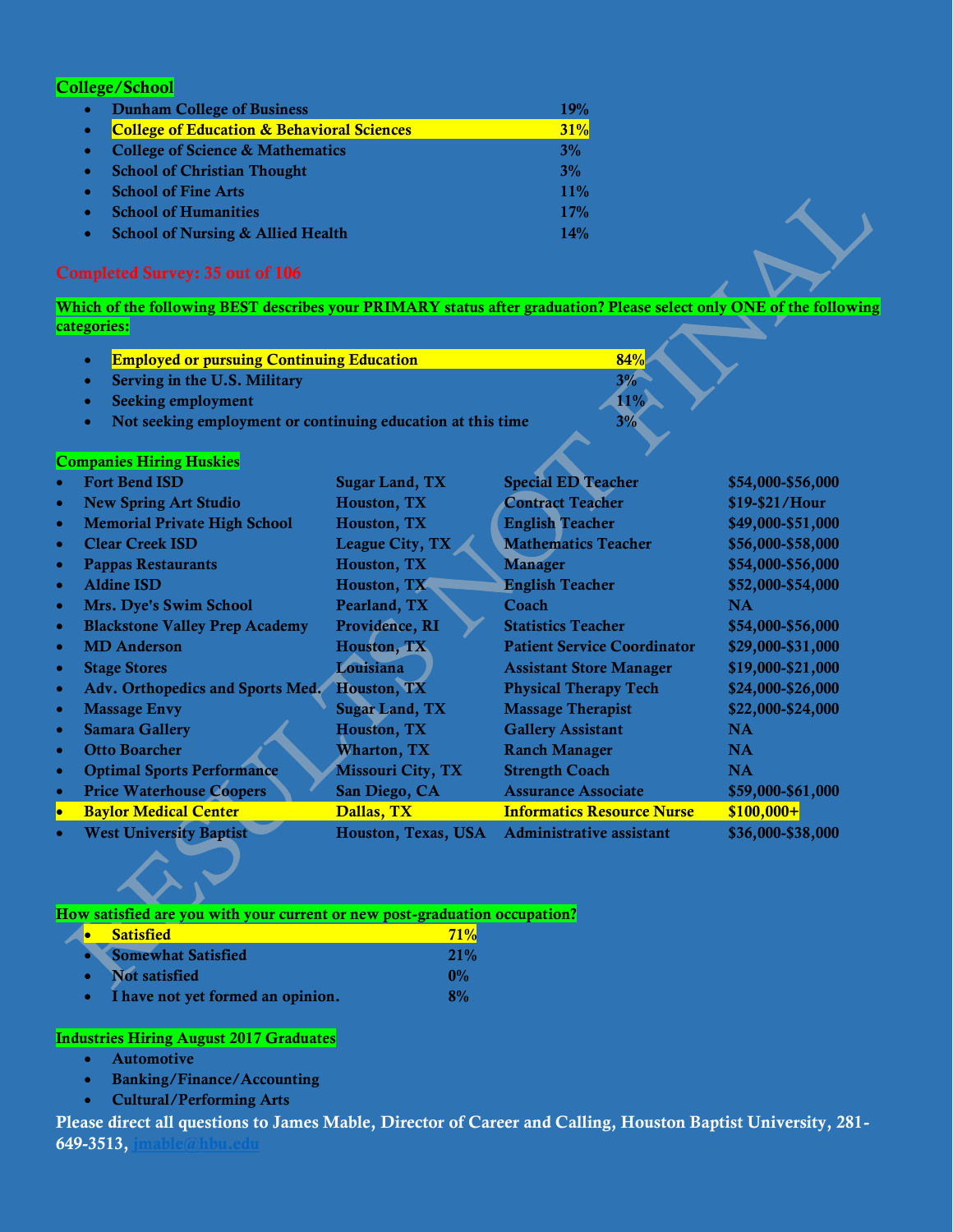**College/School**

- Dunham College of Business 19%
- **College of Education & Behavioral Sciences 31%**
- College of Science & Mathematics 3%
- School of Christian Thought 3%
- School of Fine Arts 11%
- School of Humanities 17%
- School of Nursing & Allied Health 14%

**Completed Survey: 35 out of 106**

**Which of the following BEST describes your PRIMARY status after graduation? Please select only ONE of the following categories:**

- **Employed or pursuing Continuing Education 84%**
- Serving in the U.S. Military 3%
- Seeking employment 11%
- Not seeking employment or continuing education at this time 3%

**Companies Hiring Huskies**

| Company | Location | Position | Salary |
|---|---|---|---|
| Fort Bend ISD | Sugar Land, TX | Special ED Teacher | $54,000-$56,000 |
| New Spring Art Studio | Houston, TX | Contract Teacher | $19-$21/Hour |
| Memorial Private High School | Houston, TX | English Teacher | $49,000-$51,000 |
| Clear Creek ISD | League City, TX | Mathematics Teacher | $56,000-$58,000 |
| Pappas Restaurants | Houston, TX | Manager | $54,000-$56,000 |
| Aldine ISD | Houston, TX | English Teacher | $52,000-$54,000 |
| Mrs. Dye's Swim School | Pearland, TX | Coach | NA |
| Blackstone Valley Prep Academy | Providence, RI | Statistics Teacher | $54,000-$56,000 |
| MD Anderson | Houston, TX | Patient Service Coordinator | $29,000-$31,000 |
| Stage Stores | Louisiana | Assistant Store Manager | $19,000-$21,000 |
| Adv. Orthopedics and Sports Med. | Houston, TX | Physical Therapy Tech | $24,000-$26,000 |
| Massage Envy | Sugar Land, TX | Massage Therapist | $22,000-$24,000 |
| Samara Gallery | Houston, TX | Gallery Assistant | NA |
| Otto Boarcher | Wharton, TX | Ranch Manager | NA |
| Optimal Sports Performance | Missouri City, TX | Strength Coach | NA |
| Price Waterhouse Coopers | San Diego, CA | Assurance Associate | $59,000-$61,000 |
| **Baylor Medical Center** | **Dallas, TX** | **Informatics Resource Nurse** | **$100,000+** |
| West University Baptist | Houston, Texas, USA | Administrative assistant | $36,000-$38,000 |

**How satisfied are you with your current or new post-graduation occupation?**

- **Satisfied 71%**
- Somewhat Satisfied 21%
- Not satisfied 0%
- I have not yet formed an opinion. 8%

**Industries Hiring August 2017 Graduates**

- Automotive
- Banking/Finance/Accounting
- Cultural/Performing Arts

**Please direct all questions to James Mable, Director of Career and Calling, Houston Baptist University, 281-649-3513, jmable@hbu.edu**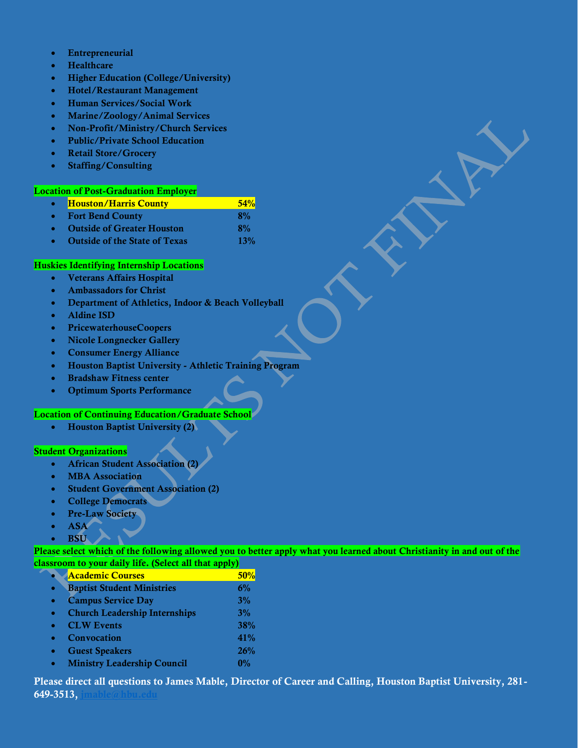- **Entrepreneurial**
- **Healthcare**
- **Higher Education (College/University)**
- **Hotel/Restaurant Management**
- **Human Services/Social Work**
- **Marine/Zoology/Animal Services**
- **Non-Profit/Ministry/Church Services**
- **Public/Private School Education**
- **Retail Store/Grocery**
- **Staffing/Consulting**

**Location of Post-Graduation Employer**

- **Houston/Harris County 54%**
- **Fort Bend County 8%**
- **Outside of Greater Houston 8%**
- **Outside of the State of Texas 13%**

**Huskies Identifying Internship Locations**

- **Veterans Affairs Hospital**
- **Ambassadors for Christ**
- **Department of Athletics, Indoor & Beach Volleyball**
- **Aldine ISD**
- **PricewaterhouseCoopers**
- **Nicole Longnecker Gallery**
- **Consumer Energy Alliance**
- **Houston Baptist University - Athletic Training Program**
- **Bradshaw Fitness center**
- **Optimum Sports Performance**

**Location of Continuing Education/Graduate School**

- **Houston Baptist University (2)**

**Student Organizations**

- **African Student Association (2)**
- **MBA Association**
- **Student Government Association (2)**
- **College Democrats**
- **Pre-Law Society**
- **ASA**
- **BSU**

**Please select which of the following allowed you to better apply what you learned about Christianity in and out of the classroom to your daily life. (Select all that apply)**

- **Academic Courses 50%**
- **Baptist Student Ministries 6%**
- **Campus Service Day 3%**
- **Church Leadership Internships 3%**
- **CLW Events 38%**
- **Convocation 41%**
- **Guest Speakers 26%**
- **Ministry Leadership Council 0%**

**Please direct all questions to James Mable, Director of Career and Calling, Houston Baptist University, 281-649-3513, jmable@hbu.edu**

RESULTS NOT FINAL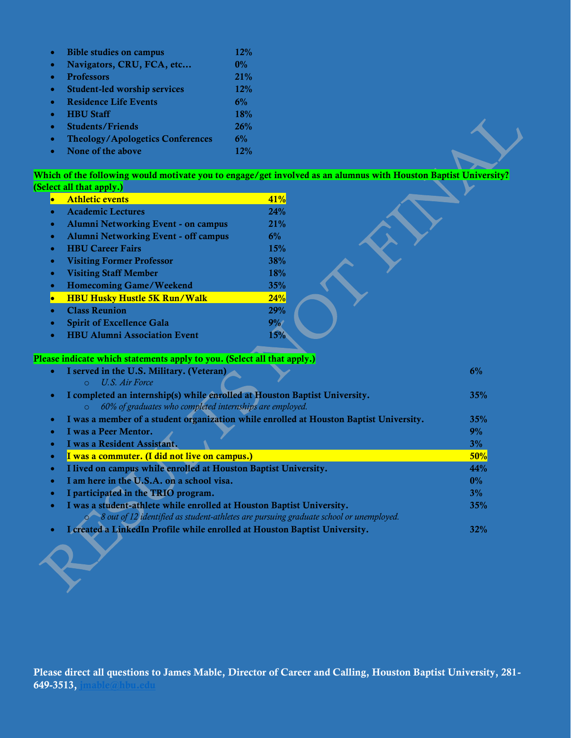- **Bible studies on campus** **12%**
- **Navigators, CRU, FCA, etc…** **0%**
- **Professors** **21%**
- **Student-led worship services** **12%**
- **Residence Life Events** **6%**
- **HBU Staff** **18%**
- **Students/Friends** **26%**
- **Theology/Apologetics Conferences** **6%**
- **None of the above** **12%**

**Which of the following would motivate you to engage/get involved as an alumnus with Houston Baptist University? (Select all that apply.)**

- **Athletic events** **41%**
- **Academic Lectures** **24%**
- **Alumni Networking Event - on campus** **21%**
- **Alumni Networking Event - off campus** **6%**
- **HBU Career Fairs** **15%**
- **Visiting Former Professor** **38%**
- **Visiting Staff Member** **18%**
- **Homecoming Game/Weekend** **35%**
- **HBU Husky Hustle 5K Run/Walk** **24%**
- **Class Reunion** **29%**
- **Spirit of Excellence Gala** **9%**
- **HBU Alumni Association Event** **15%**

**Please indicate which statements apply to you. (Select all that apply.)**

- **I served in the U.S. Military. (Veteran)** **6%**
  - *U.S. Air Force*
- **I completed an internship(s) while enrolled at Houston Baptist University.** **35%**
  - *60% of graduates who completed internships are employed.*
- **I was a member of a student organization while enrolled at Houston Baptist University.** **35%**
- **I was a Peer Mentor.** **9%**
- **I was a Resident Assistant.** **3%**
- **I was a commuter. (I did not live on campus.)** **50%**
- **I lived on campus while enrolled at Houston Baptist University.** **44%**
- **I am here in the U.S.A. on a school visa.** **0%**
- **I participated in the TRIO program.** **3%**
- **I was a student-athlete while enrolled at Houston Baptist University.** **35%**
  - *8 out of 12 identified as student-athletes are pursuing graduate school or unemployed.*
- **I created a LinkedIn Profile while enrolled at Houston Baptist University.** **32%**

RESULTS NOT FINAL

**Please direct all questions to James Mable, Director of Career and Calling, Houston Baptist University, 281-649-3513, jmable@hbu.edu**